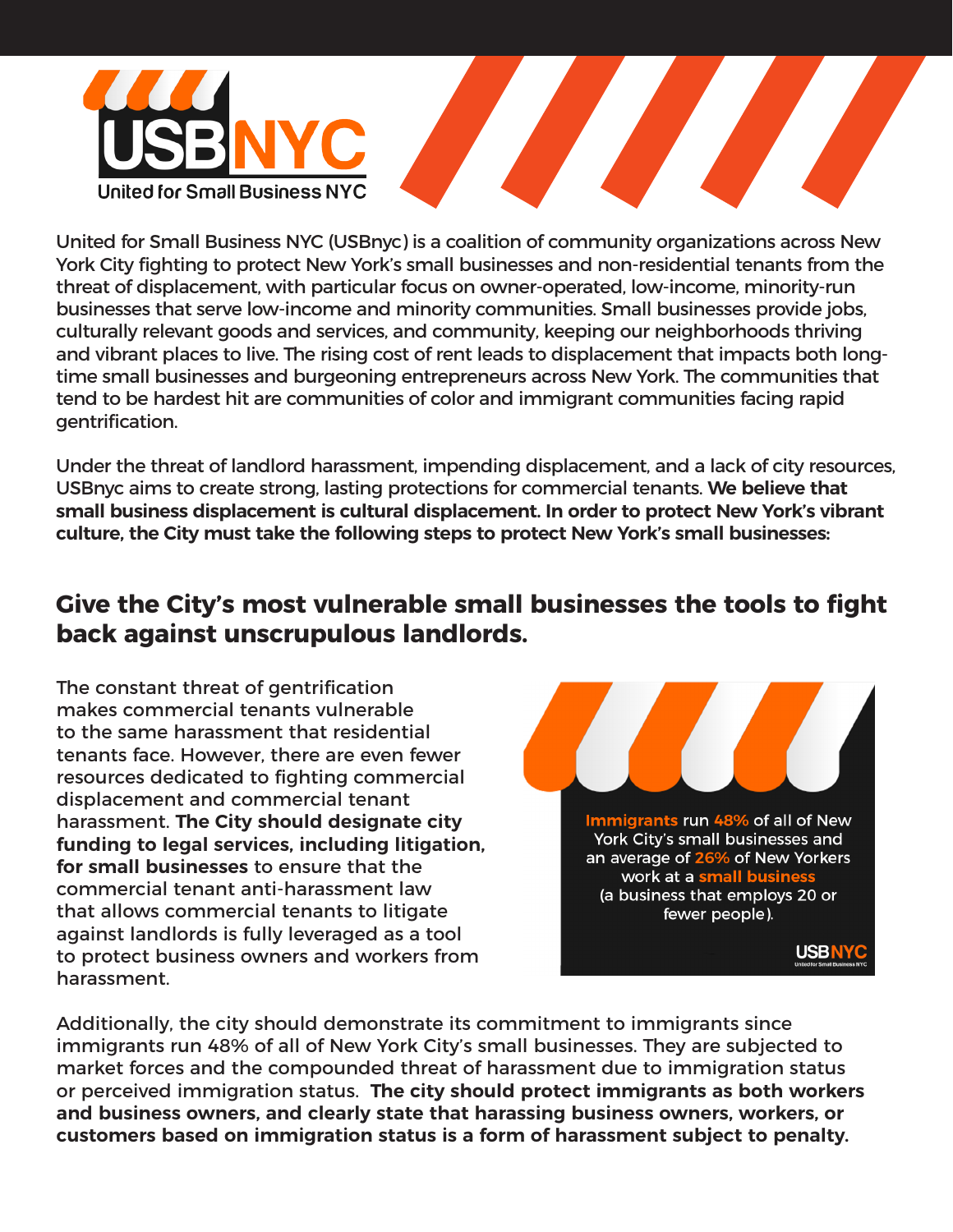# USBNYC

United for Small Business NYC

United for Small Business NYC (USBnyc) is a coalition of community organizations across New York City fighting to protect New York's small businesses and non-residential tenants from the threat of displacement, with particular focus on owner-operated, low-income, minority-run businesses that serve low-income and minority communities. Small businesses provide jobs, culturally relevant goods and services, and community, keeping our neighborhoods thriving and vibrant places to live. The rising cost of rent leads to displacement that impacts both long-time small businesses and burgeoning entrepreneurs across New York. The communities that tend to be hardest hit are communities of color and immigrant communities facing rapid gentrification.

Under the threat of landlord harassment, impending displacement, and a lack of city resources, USBnyc aims to create strong, lasting protections for commercial tenants. **We believe that small business displacement is cultural displacement. In order to protect New York's vibrant culture, the City must take the following steps to protect New York's small businesses:**

## Give the City's most vulnerable small businesses the tools to fight back against unscrupulous landlords.

The constant threat of gentrification makes commercial tenants vulnerable to the same harassment that residential tenants face. However, there are even fewer resources dedicated to fighting commercial displacement and commercial tenant harassment. **The City should designate city funding to legal services, including litigation, for small businesses** to ensure that the commercial tenant anti-harassment law that allows commercial tenants to litigate against landlords is fully leveraged as a tool to protect business owners and workers from harassment.

**Immigrants** run **48%** of all of New York City's small businesses and an average of **26%** of New Yorkers work at a **small business** (a business that employs 20 or fewer people).

Additionally, the city should demonstrate its commitment to immigrants since immigrants run 48% of all of New York City's small businesses. They are subjected to market forces and the compounded threat of harassment due to immigration status or perceived immigration status. **The city should protect immigrants as both workers and business owners, and clearly state that harassing business owners, workers, or customers based on immigration status is a form of harassment subject to penalty.**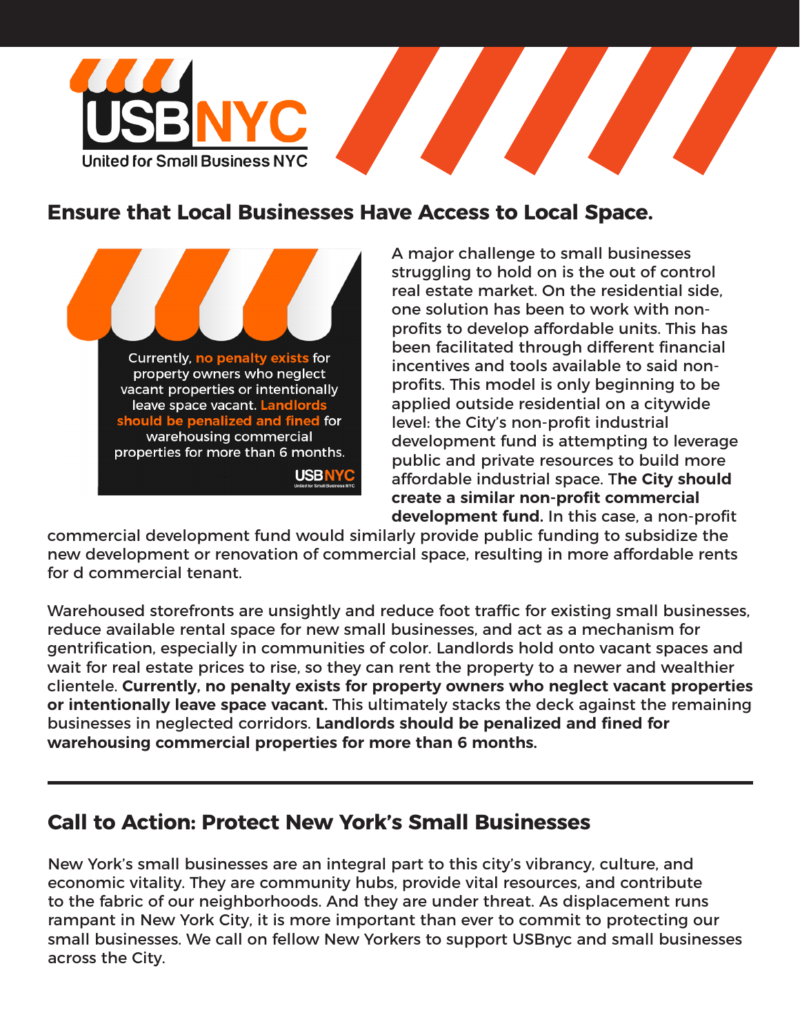USBNYC

United for Small Business NYC

## Ensure that Local Businesses Have Access to Local Space.

Currently, **no penalty exists** for property owners who neglect vacant properties or intentionally leave space vacant. **Landlords should be penalized and fined** for warehousing commercial properties for more than 6 months.

USBNYC

United for Small Business NYC

A major challenge to small businesses struggling to hold on is the out of control real estate market. On the residential side, one solution has been to work with non-profits to develop affordable units. This has been facilitated through different financial incentives and tools available to said non-profits. This model is only beginning to be applied outside residential on a citywide level: the City's non-profit industrial development fund is attempting to leverage public and private resources to build more affordable industrial space. T**he City should create a similar non-profit commercial development fund.** In this case, a non-profit commercial development fund would similarly provide public funding to subsidize the new development or renovation of commercial space, resulting in more affordable rents for d commercial tenant.

Warehoused storefronts are unsightly and reduce foot traffic for existing small businesses, reduce available rental space for new small businesses, and act as a mechanism for gentrification, especially in communities of color. Landlords hold onto vacant spaces and wait for real estate prices to rise, so they can rent the property to a newer and wealthier clientele. **Currently, no penalty exists for property owners who neglect vacant properties or intentionally leave space vacant.** This ultimately stacks the deck against the remaining businesses in neglected corridors. **Landlords should be penalized and fined for warehousing commercial properties for more than 6 months.**

---

## Call to Action: Protect New York's Small Businesses

New York's small businesses are an integral part to this city's vibrancy, culture, and economic vitality. They are community hubs, provide vital resources, and contribute to the fabric of our neighborhoods. And they are under threat. As displacement runs rampant in New York City, it is more important than ever to commit to protecting our small businesses. We call on fellow New Yorkers to support USBnyc and small businesses across the City.